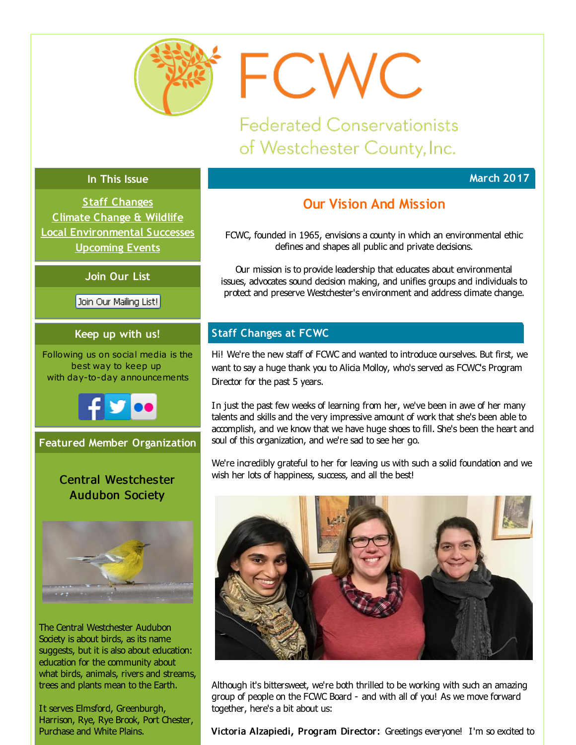# FCWC

## Federated Conservationists of Westchester County, Inc.

### In This Issue

Staff Changes
Climate Change & Wildlife
Local Environmental Successes
Upcoming Events

### Join Our List

Join Our Mailing List!

### Keep up with us!

Following us on social media is the best way to keep up with day-to-day announcements

### Featured Member Organization

**Central Westchester Audubon Society**

The Central Westchester Audubon Society is about birds, as its name suggests, but it is also about education: education for the community about what birds, animals, rivers and streams, trees and plants mean to the Earth.

It serves Elmsford, Greenburgh, Harrison, Rye, Rye Brook, Port Chester, Purchase and White Plains.

**March 2017**

## Our Vision And Mission

FCWC, founded in 1965, envisions a county in which an environmental ethic defines and shapes all public and private decisions.

Our mission is to provide leadership that educates about environmental issues, advocates sound decision making, and unifies groups and individuals to protect and preserve Westchester's environment and address climate change.

## Staff Changes at FCWC

Hi! We're the new staff of FCWC and wanted to introduce ourselves. But first, we want to say a huge thank you to Alicia Molloy, who's served as FCWC's Program Director for the past 5 years.

In just the past few weeks of learning from her, we've been in awe of her many talents and skills and the very impressive amount of work that she's been able to accomplish, and we know that we have huge shoes to fill. She's been the heart and soul of this organization, and we're sad to see her go.

We're incredibly grateful to her for leaving us with such a solid foundation and we wish her lots of happiness, success, and all the best!

Although it's bittersweet, we're both thrilled to be working with such an amazing group of people on the FCWC Board - and with all of you! As we move forward together, here's a bit about us:

**Victoria Alzapiedi, Program Director:** Greetings everyone! I'm so excited to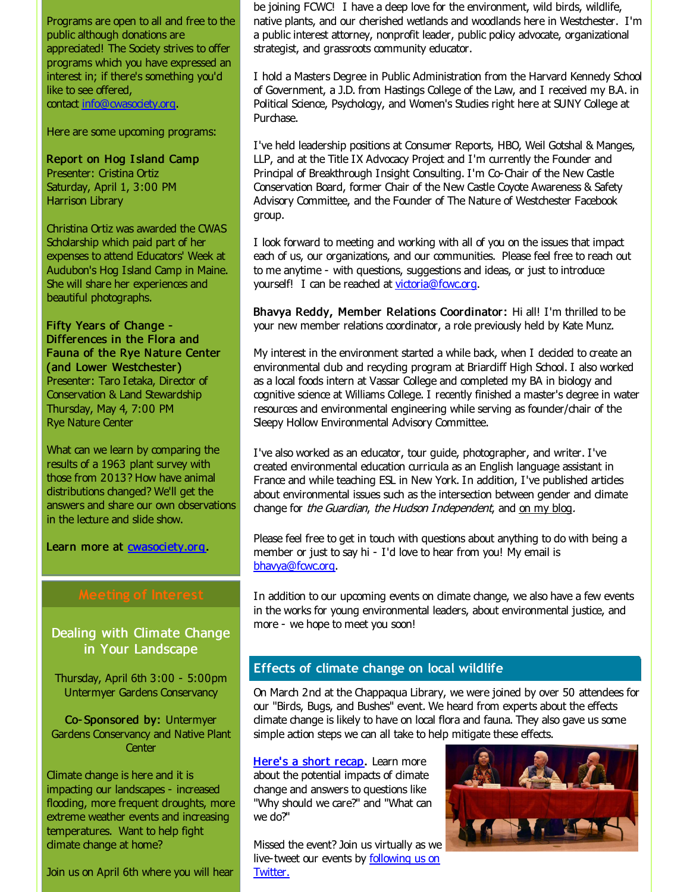Programs are open to all and free to the public although donations are appreciated! The Society strives to offer programs which you have expressed an interest in; if there's something you'd like to see offered, contact info@cwasociety.org.

Here are some upcoming programs:

**Report on Hog Island Camp**
Presenter: Cristina Ortiz
Saturday, April 1, 3:00 PM
Harrison Library

Christina Ortiz was awarded the CWAS Scholarship which paid part of her expenses to attend Educators' Week at Audubon's Hog Island Camp in Maine. She will share her experiences and beautiful photographs.

**Fifty Years of Change - Differences in the Flora and Fauna of the Rye Nature Center (and Lower Westchester)**
Presenter: Taro Ietaka, Director of Conservation & Land Stewardship
Thursday, May 4, 7:00 PM
Rye Nature Center

What can we learn by comparing the results of a 1963 plant survey with those from 2013? How have animal distributions changed? We'll get the answers and share our own observations in the lecture and slide show.

**Learn more at cwasociety.org.**

## Meeting of Interest

### Dealing with Climate Change in Your Landscape

Thursday, April 6th 3:00 - 5:00pm
Untermyer Gardens Conservancy

**Co-Sponsored by:** Untermyer Gardens Conservancy and Native Plant Center

Climate change is here and it is impacting our landscapes - increased flooding, more frequent droughts, more extreme weather events and increasing temperatures. Want to help fight climate change at home?

Join us on April 6th where you will hear

be joining FCWC! I have a deep love for the environment, wild birds, wildlife, native plants, and our cherished wetlands and woodlands here in Westchester. I'm a public interest attorney, nonprofit leader, public policy advocate, organizational strategist, and grassroots community educator.

I hold a Masters Degree in Public Administration from the Harvard Kennedy School of Government, a J.D. from Hastings College of the Law, and I received my B.A. in Political Science, Psychology, and Women's Studies right here at SUNY College at Purchase.

I've held leadership positions at Consumer Reports, HBO, Weil Gotshal & Manges, LLP, and at the Title IX Advocacy Project and I'm currently the Founder and Principal of Breakthrough Insight Consulting. I'm Co-Chair of the New Castle Conservation Board, former Chair of the New Castle Coyote Awareness & Safety Advisory Committee, and the Founder of The Nature of Westchester Facebook group.

I look forward to meeting and working with all of you on the issues that impact each of us, our organizations, and our communities. Please feel free to reach out to me anytime - with questions, suggestions and ideas, or just to introduce yourself! I can be reached at victoria@fcwc.org.

**Bhavya Reddy, Member Relations Coordinator:** Hi all! I'm thrilled to be your new member relations coordinator, a role previously held by Kate Munz.

My interest in the environment started a while back, when I decided to create an environmental club and recycling program at Briarcliff High School. I also worked as a local foods intern at Vassar College and completed my BA in biology and cognitive science at Williams College. I recently finished a master's degree in water resources and environmental engineering while serving as founder/chair of the Sleepy Hollow Environmental Advisory Committee.

I've also worked as an educator, tour guide, photographer, and writer. I've created environmental education curricula as an English language assistant in France and while teaching ESL in New York. In addition, I've published articles about environmental issues such as the intersection between gender and climate change for *the Guardian*, *the Hudson Independent*, and on my blog.

Please feel free to get in touch with questions about anything to do with being a member or just to say hi - I'd love to hear from you! My email is bhavya@fcwc.org.

In addition to our upcoming events on climate change, we also have a few events in the works for young environmental leaders, about environmental justice, and more - we hope to meet you soon!

## Effects of climate change on local wildlife

On March 2nd at the Chappaqua Library, we were joined by over 50 attendees for our "Birds, Bugs, and Bushes" event. We heard from experts about the effects climate change is likely to have on local flora and fauna. They also gave us some simple action steps we can all take to help mitigate these effects.

**Here's a short recap.** Learn more about the potential impacts of climate change and answers to questions like "Why should we care?" and "What can we do?"

Missed the event? Join us virtually as we live-tweet our events by following us on Twitter.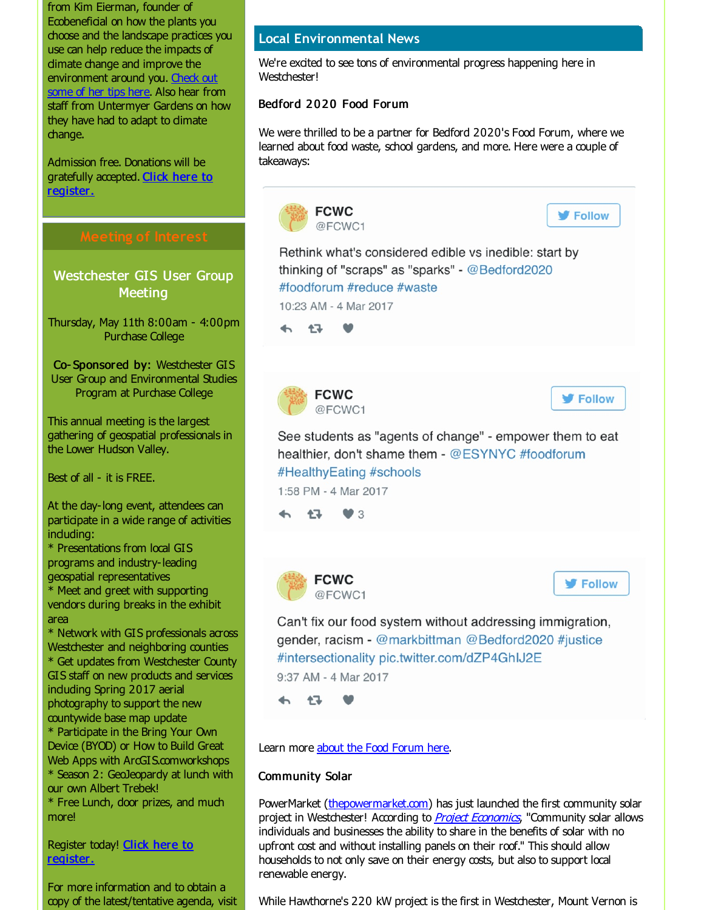from Kim Eierman, founder of Ecobeneficial on how the plants you choose and the landscape practices you use can help reduce the impacts of climate change and improve the environment around you. [Check out some of her tips here](). Also hear from staff from Untermyer Gardens on how they have had to adapt to climate change.

Admission free. Donations will be gratefully accepted. **[Click here to register.]()**

## Meeting of Interest

### Westchester GIS User Group Meeting

Thursday, May 11th 8:00am - 4:00pm
Purchase College

**Co-Sponsored by:** Westchester GIS User Group and Environmental Studies Program at Purchase College

This annual meeting is the largest gathering of geospatial professionals in the Lower Hudson Valley.

Best of all - it is FREE.

At the day-long event, attendees can participate in a wide range of activities including:
* Presentations from local GIS programs and industry-leading geospatial representatives
* Meet and greet with supporting vendors during breaks in the exhibit area
* Network with GIS professionals across Westchester and neighboring counties
* Get updates from Westchester County GIS staff on new products and services including Spring 2017 aerial photography to support the new countywide base map update
* Participate in the Bring Your Own Device (BYOD) or How to Build Great Web Apps with ArcGIS.comworkshops
* Season 2: GeoJeopardy at lunch with our own Albert Trebek!
* Free Lunch, door prizes, and much more!

Register today! **[Click here to register.]()**

For more information and to obtain a copy of the latest/tentative agenda, visit

## Local Environmental News

We're excited to see tons of environmental progress happening here in Westchester!

### Bedford 2020 Food Forum

We were thrilled to be a partner for Bedford 2020's Food Forum, where we learned about food waste, school gardens, and more. Here were a couple of takeaways:

> **FCWC** @FCWC1
> Rethink what's considered edible vs inedible: start by thinking of "scraps" as "sparks" - @Bedford2020 #foodforum #reduce #waste
> 10:23 AM - 4 Mar 2017

> **FCWC** @FCWC1
> See students as "agents of change" - empower them to eat healthier, don't shame them - @ESYNYC #foodforum #HealthyEating #schools
> 1:58 PM - 4 Mar 2017
> 3

> **FCWC** @FCWC1
> Can't fix our food system without addressing immigration, gender, racism - @markbittman @Bedford2020 #justice #intersectionality pic.twitter.com/dZP4GhIJ2E
> 9:37 AM - 4 Mar 2017

Learn more [about the Food Forum here]().

### Community Solar

PowerMarket ([thepowermarket.com]()) has just launched the first community solar project in Westchester! According to *[Project Economics]()*, "Community solar allows individuals and businesses the ability to share in the benefits of solar with no upfront cost and without installing panels on their roof." This should allow households to not only save on their energy costs, but also to support local renewable energy.

While Hawthorne's 220 kW project is the first in Westchester, Mount Vernon is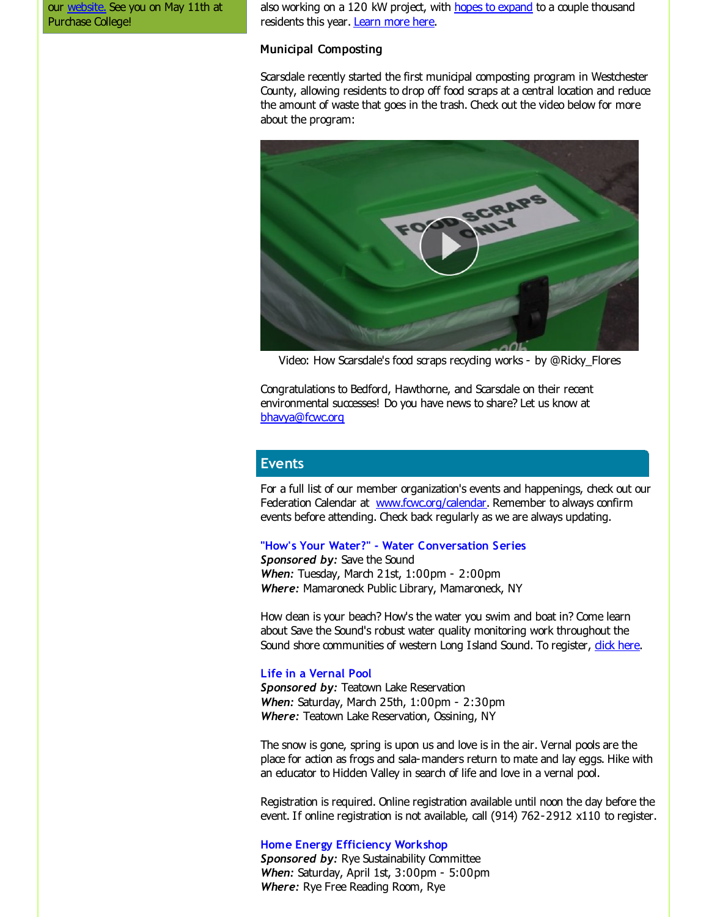our website. See you on May 11th at Purchase College!

also working on a 120 kW project, with hopes to expand to a couple thousand residents this year. Learn more here.

### Municipal Composting

Scarsdale recently started the first municipal composting program in Westchester County, allowing residents to drop off food scraps at a central location and reduce the amount of waste that goes in the trash. Check out the video below for more about the program:

Video: How Scarsdale's food scraps recycling works - by @Ricky_Flores

Congratulations to Bedford, Hawthorne, and Scarsdale on their recent environmental successes! Do you have news to share? Let us know at bhavya@fcwc.org

## Events

For a full list of our member organization's events and happenings, check out our Federation Calendar at www.fcwc.org/calendar. Remember to always confirm events before attending. Check back regularly as we are always updating.

### "How's Your Water?" - Water Conversation Series

***Sponsored by:*** Save the Sound
***When:*** Tuesday, March 21st, 1:00pm - 2:00pm
***Where:*** Mamaroneck Public Library, Mamaroneck, NY

How clean is your beach? How's the water you swim and boat in? Come learn about Save the Sound's robust water quality monitoring work throughout the Sound shore communities of western Long Island Sound. To register, click here.

### Life in a Vernal Pool

***Sponsored by:*** Teatown Lake Reservation
***When:*** Saturday, March 25th, 1:00pm - 2:30pm
***Where:*** Teatown Lake Reservation, Ossining, NY

The snow is gone, spring is upon us and love is in the air. Vernal pools are the place for action as frogs and sala-manders return to mate and lay eggs. Hike with an educator to Hidden Valley in search of life and love in a vernal pool.

Registration is required. Online registration available until noon the day before the event. If online registration is not available, call (914) 762-2912 x110 to register.

### Home Energy Efficiency Workshop

***Sponsored by:*** Rye Sustainability Committee
***When:*** Saturday, April 1st, 3:00pm - 5:00pm
***Where:*** Rye Free Reading Room, Rye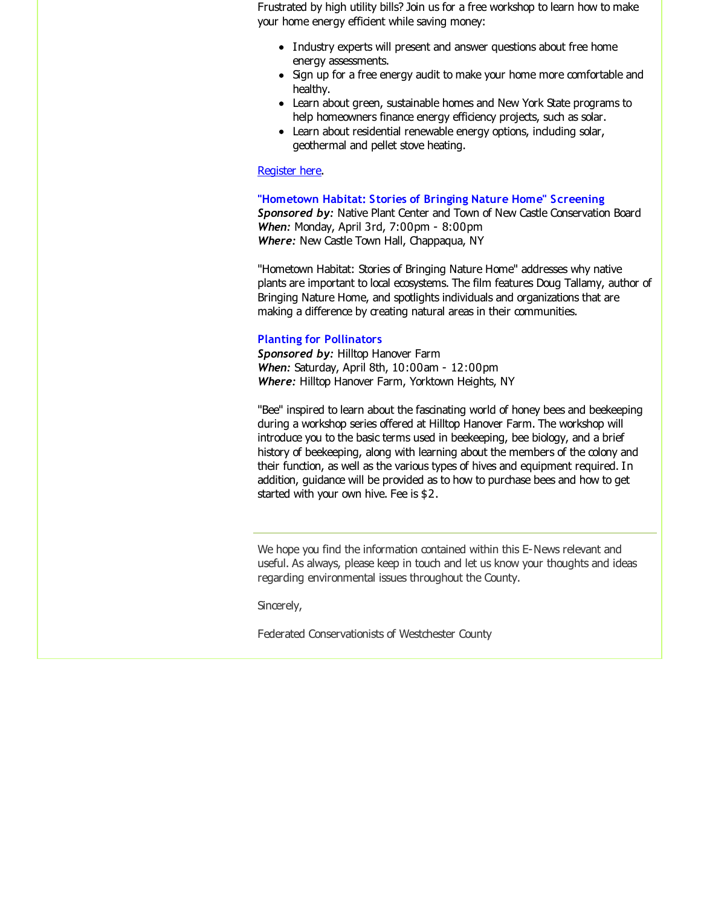Frustrated by high utility bills? Join us for a free workshop to learn how to make your home energy efficient while saving money:

- Industry experts will present and answer questions about free home energy assessments.
- Sign up for a free energy audit to make your home more comfortable and healthy.
- Learn about green, sustainable homes and New York State programs to help homeowners finance energy efficiency projects, such as solar.
- Learn about residential renewable energy options, including solar, geothermal and pellet stove heating.

Register here.

### "Hometown Habitat: Stories of Bringing Nature Home" Screening

***Sponsored by:*** Native Plant Center and Town of New Castle Conservation Board
***When:*** Monday, April 3rd, 7:00pm - 8:00pm
***Where:*** New Castle Town Hall, Chappaqua, NY

"Hometown Habitat: Stories of Bringing Nature Home" addresses why native plants are important to local ecosystems. The film features Doug Tallamy, author of Bringing Nature Home, and spotlights individuals and organizations that are making a difference by creating natural areas in their communities.

### Planting for Pollinators

***Sponsored by:*** Hilltop Hanover Farm
***When:*** Saturday, April 8th, 10:00am - 12:00pm
***Where:*** Hilltop Hanover Farm, Yorktown Heights, NY

"Bee" inspired to learn about the fascinating world of honey bees and beekeeping during a workshop series offered at Hilltop Hanover Farm. The workshop will introduce you to the basic terms used in beekeeping, bee biology, and a brief history of beekeeping, along with learning about the members of the colony and their function, as well as the various types of hives and equipment required. In addition, guidance will be provided as to how to purchase bees and how to get started with your own hive. Fee is $2.

---

We hope you find the information contained within this E-News relevant and useful. As always, please keep in touch and let us know your thoughts and ideas regarding environmental issues throughout the County.

Sincerely,

Federated Conservationists of Westchester County